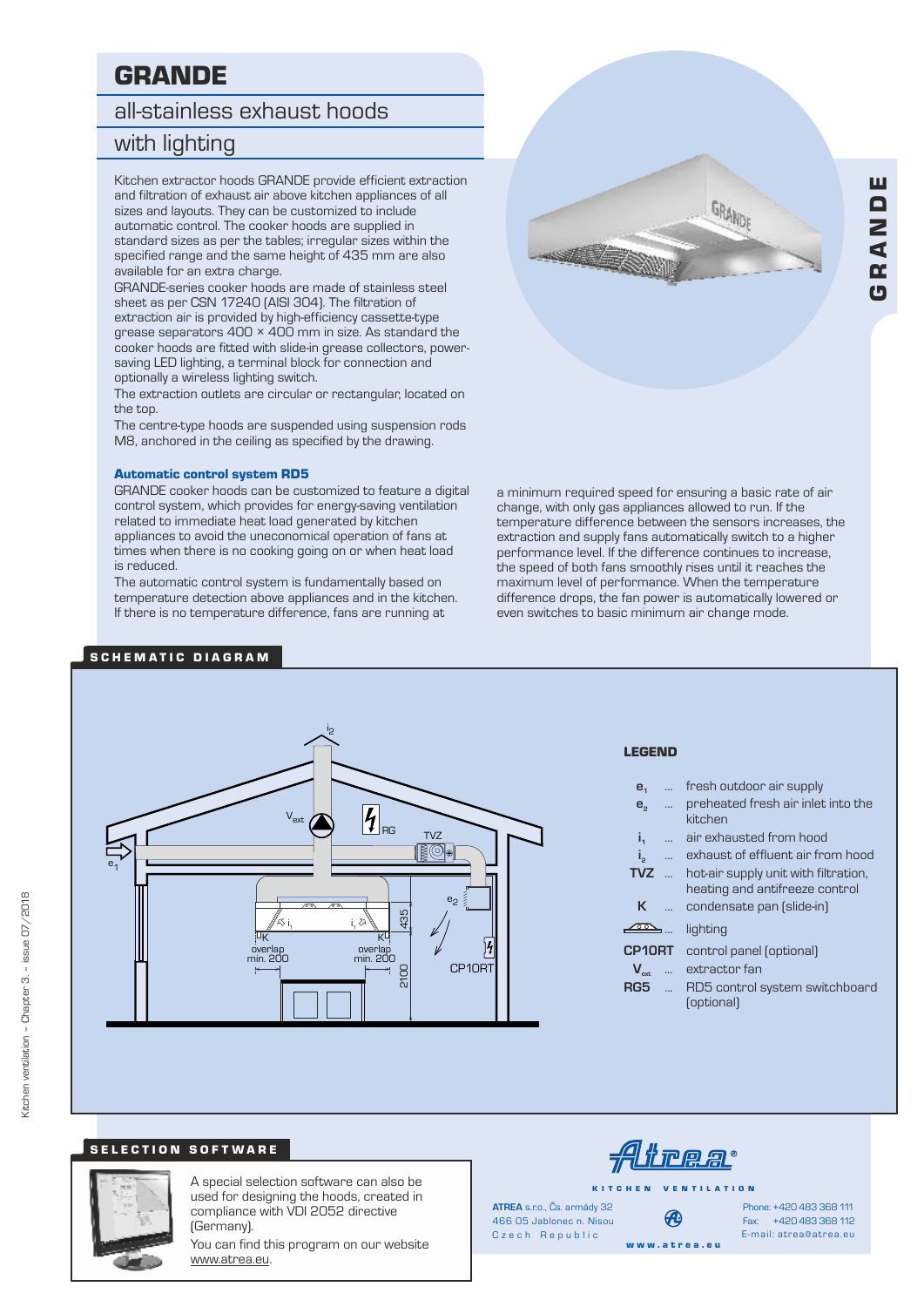# GRANDE

## all-stainless exhaust hoods with lighting

Kitchen extractor hoods GRANDE provide efficient extraction and filtration of exhaust air above kitchen appliances of all sizes and layouts. They can be customized to include automatic control. The cooker hoods are supplied in standard sizes as per the tables; irregular sizes within the specified range and the same height of 435 mm are also available for an extra charge.

GRANDE-series cooker hoods are made of stainless steel sheet as per CSN 17240 (AISI 304). The filtration of extraction air is provided by high-efficiency cassette-type grease separators 400 × 400 mm in size. As standard the cooker hoods are fitted with slide-in grease collectors, power-saving LED lighting, a terminal block for connection and optionally a wireless lighting switch.

The extraction outlets are circular or rectangular, located on the top.

The centre-type hoods are suspended using suspension rods M8, anchored in the ceiling as specified by the drawing.

### Automatic control system RD5

GRANDE cooker hoods can be customized to feature a digital control system, which provides for energy-saving ventilation related to immediate heat load generated by kitchen appliances to avoid the uneconomical operation of fans at times when there is no cooking going on or when heat load is reduced.

The automatic control system is fundamentally based on temperature detection above appliances and in the kitchen. If there is no temperature difference, fans are running at a minimum required speed for ensuring a basic rate of air change, with only gas appliances allowed to run. If the temperature difference between the sensors increases, the extraction and supply fans automatically switch to a higher performance level. If the difference continues to increase, the speed of both fans smoothly rises until it reaches the maximum level of performance. When the temperature difference drops, the fan power is automatically lowered or even switches to basic minimum air change mode.

## SCHEMATIC DIAGRAM

**LEGEND**

- $e_1$ ... fresh outdoor air supply
- $e_2$ ... preheated fresh air inlet into the kitchen
- $i_1$ ... air exhausted from hood
- $i_2$ ... exhaust of effluent air from hood
- **TVZ** ... hot-air supply unit with filtration, heating and antifreeze control
- **K** ... condensate pan (slide-in)
- ... lighting
- **CP10RT** control panel (optional)
- $V_{ext}$ ... extractor fan
- **RG5** ... RD5 control system switchboard (optional)

## SELECTION SOFTWARE

A special selection software can also be used for designing the hoods, created in compliance with VDI 2052 directive (Germany).

You can find this program on our website www.atrea.eu.

KITCHEN VENTILATION

**ATREA** s.r.o., Čs. armády 32
466 05 Jablonec n. Nisou
Czech Republic

Phone: +420 483 368 111
Fax: +420 483 368 112
E-mail: atrea@atrea.eu

www.atrea.eu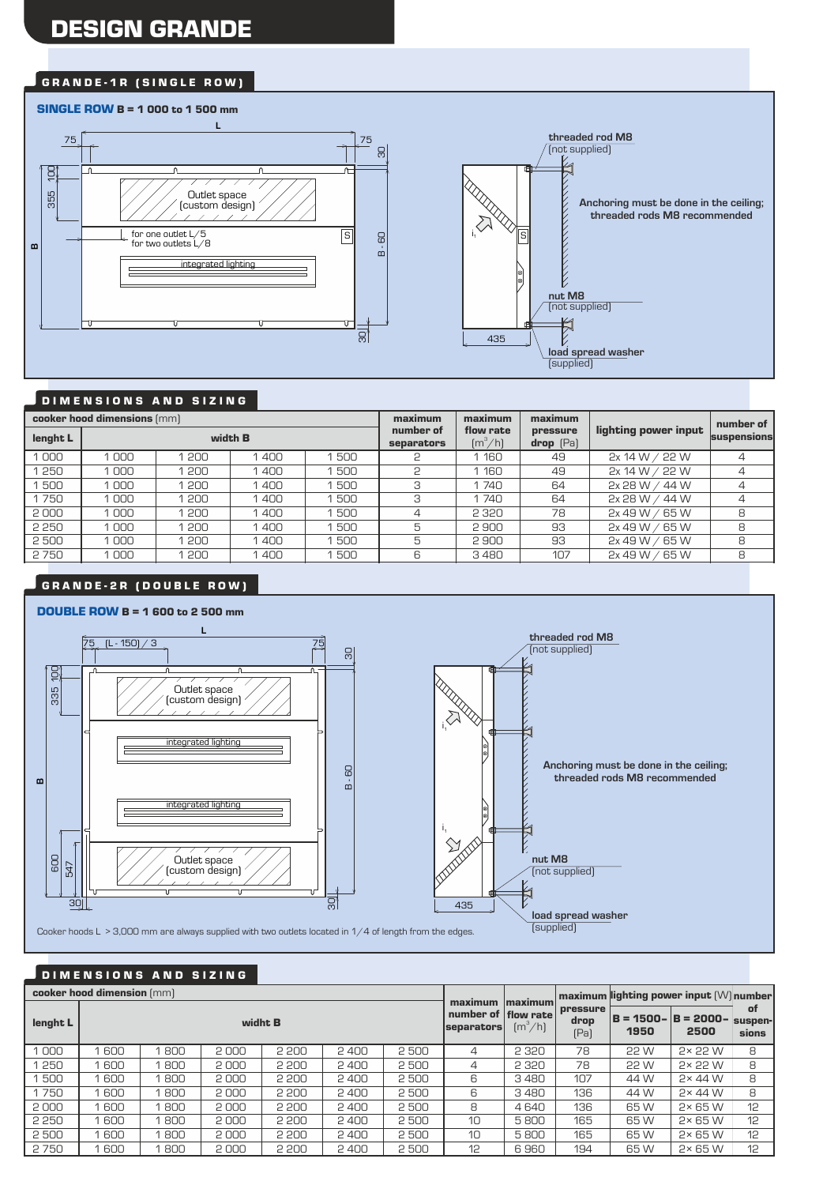# DESIGN GRANDE

## GRANDE-1R (SINGLE ROW)

**SINGLE ROW B = 1 000 to 1 500 mm**

L

75 | 75 | 30

100 | 355

B

Outlet space (custom design)

for one outlet L/5
for two outlets L/8

S

integrated lighting

B - 60

30

threaded rod M8 (not supplied)

Anchoring must be done in the ceiling; threaded rods M8 recommended

nut M8 (not supplied)

435

load spread washer (supplied)

## DIMENSIONS AND SIZING

| cooker hood dimensions (mm) | | | | | maximum number of separators | maximum flow rate ($m^3/h$) | maximum pressure drop (Pa) | lighting power input | number of suspensions |
|---|---|---|---|---|---|---|---|---|---|
| lenght L | width B | | | | | | | | |
| 1 000 | 1 000 | 1 200 | 1 400 | 1 500 | 2 | 1 160 | 49 | 2x 14 W / 22 W | 4 |
| 1 250 | 1 000 | 1 200 | 1 400 | 1 500 | 2 | 1 160 | 49 | 2x 14 W / 22 W | 4 |
| 1 500 | 1 000 | 1 200 | 1 400 | 1 500 | 3 | 1 740 | 64 | 2x 28 W / 44 W | 4 |
| 1 750 | 1 000 | 1 200 | 1 400 | 1 500 | 3 | 1 740 | 64 | 2x 28 W / 44 W | 4 |
| 2 000 | 1 000 | 1 200 | 1 400 | 1 500 | 4 | 2 320 | 78 | 2x 49 W / 65 W | 8 |
| 2 250 | 1 000 | 1 200 | 1 400 | 1 500 | 5 | 2 900 | 93 | 2x 49 W / 65 W | 8 |
| 2 500 | 1 000 | 1 200 | 1 400 | 1 500 | 5 | 2 900 | 93 | 2x 49 W / 65 W | 8 |
| 2 750 | 1 000 | 1 200 | 1 400 | 1 500 | 6 | 3 480 | 107 | 2x 49 W / 65 W | 8 |

## GRANDE-2R (DOUBLE ROW)

**DOUBLE ROW B = 1 600 to 2 500 mm**

L

75 | (L - 150) / 3 | 75 | 30

100 | 335

B

Outlet space (custom design)

integrated lighting

integrated lighting

Outlet space (custom design)

600 | 547

30 | 30

B - 60

threaded rod M8 (not supplied)

Anchoring must be done in the ceiling; threaded rods M8 recommended

nut M8 (not supplied)

435

load spread washer (supplied)

Cooker hoods L > 3,000 mm are always supplied with two outlets located in 1/4 of length from the edges.

## DIMENSIONS AND SIZING

| cooker hood dimension (mm) | | | | | | | maximum number of separators | maximum flow rate ($m^3/h$) | maximum pressure drop (Pa) | maximum lighting power input (W) | | number of suspensions |
|---|---|---|---|---|---|---|---|---|---|---|---|---|
| lenght L | widht B | | | | | | | | | B = 1500–1950 | B = 2000–2500 | |
| 1 000 | 1 600 | 1 800 | 2 000 | 2 200 | 2 400 | 2 500 | 4 | 2 320 | 78 | 22 W | 2× 22 W | 8 |
| 1 250 | 1 600 | 1 800 | 2 000 | 2 200 | 2 400 | 2 500 | 4 | 2 320 | 78 | 22 W | 2× 22 W | 8 |
| 1 500 | 1 600 | 1 800 | 2 000 | 2 200 | 2 400 | 2 500 | 6 | 3 480 | 107 | 44 W | 2× 44 W | 8 |
| 1 750 | 1 600 | 1 800 | 2 000 | 2 200 | 2 400 | 2 500 | 6 | 3 480 | 136 | 44 W | 2× 44 W | 8 |
| 2 000 | 1 600 | 1 800 | 2 000 | 2 200 | 2 400 | 2 500 | 8 | 4 640 | 136 | 65 W | 2× 65 W | 12 |
| 2 250 | 1 600 | 1 800 | 2 000 | 2 200 | 2 400 | 2 500 | 10 | 5 800 | 165 | 65 W | 2× 65 W | 12 |
| 2 500 | 1 600 | 1 800 | 2 000 | 2 200 | 2 400 | 2 500 | 10 | 5 800 | 165 | 65 W | 2× 65 W | 12 |
| 2 750 | 1 600 | 1 800 | 2 000 | 2 200 | 2 400 | 2 500 | 12 | 6 960 | 194 | 65 W | 2× 65 W | 12 |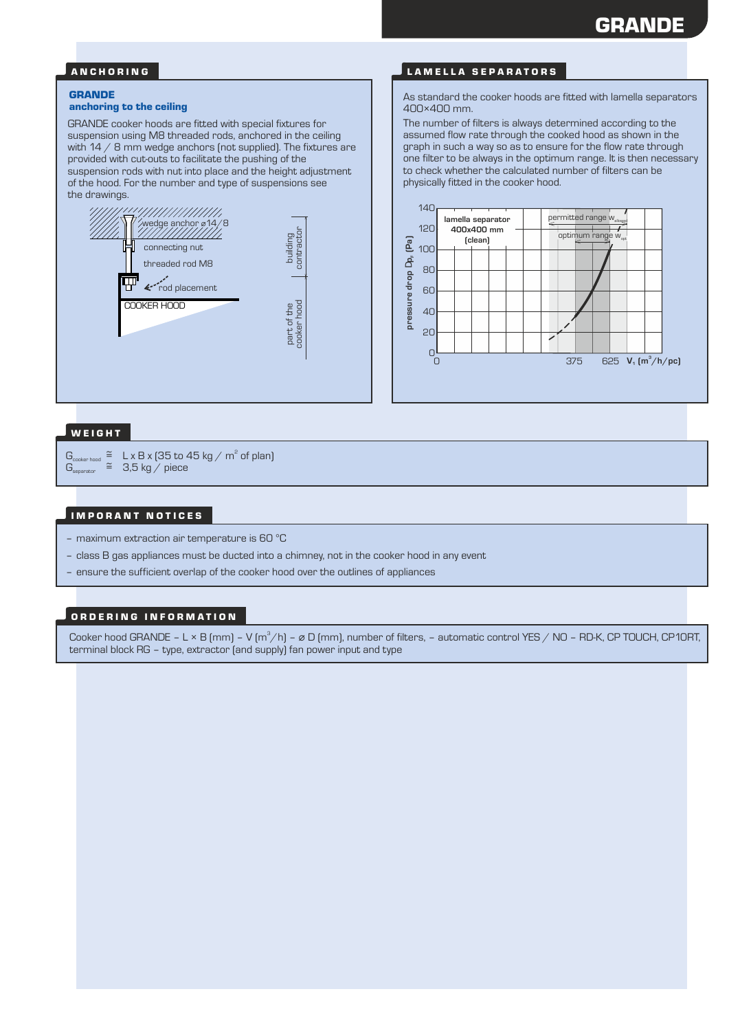# GRANDE

## ANCHORING

**GRANDE**
**anchoring to the ceiling**

GRANDE cooker hoods are fitted with special fixtures for suspension using M8 threaded rods, anchored in the ceiling with 14 / 8 mm wedge anchors (not supplied). The fixtures are provided with cut-outs to facilitate the pushing of the suspension rods with nut into place and the height adjustment of the hood. For the number and type of suspensions see the drawings.

wedge anchor ø14/8

connecting nut

threaded rod M8

rod placement

COOKER HOOD

building contractor

part of the cooker hood

## LAMELLA SEPARATORS

As standard the cooker hoods are fitted with lamella separators 400×400 mm.

The number of filters is always determined according to the assumed flow rate through the cooked hood as shown in the graph in such a way so as to ensure for the flow rate through one filter to be always in the optimum range. It is then necessary to check whether the calculated number of filters can be physically fitted in the cooker hood.

lamella separator 400x400 mm (clean)

permitted range $w_{allowed}$

optimum range $w_{opt}$

pressure drop $Dp_s$ (Pa)

$V_1$ ($m^3$/h/pc)

0, 375, 625

0, 20, 40, 60, 80, 100, 120, 140

## WEIGHT

$G_{cooker\ hood} \cong$ L x B x (35 to 45 kg / $m^2$ of plan)

$G_{separator} \cong$ 3,5 kg / piece

## IMPORANT NOTICES

- maximum extraction air temperature is 60 °C
- class B gas appliances must be ducted into a chimney, not in the cooker hood in any event
- ensure the sufficient overlap of the cooker hood over the outlines of appliances

## ORDERING INFORMATION

Cooker hood GRANDE – L × B (mm) – V ($m^3$/h) – ø D (mm), number of filters, – automatic control YES / NO – RD-K, CP TOUCH, CP1ORT, terminal block RG – type, extractor (and supply) fan power input and type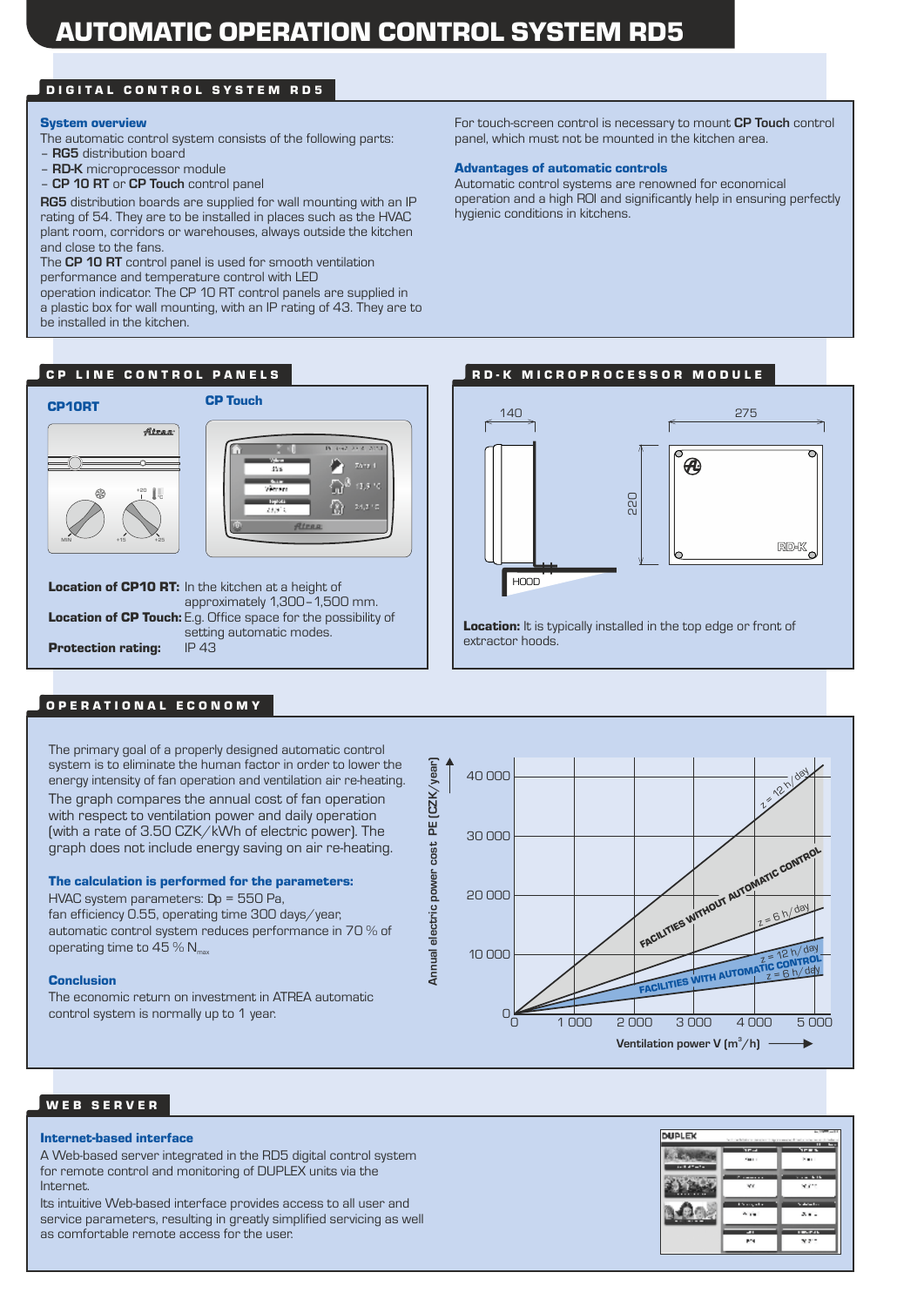# AUTOMATIC OPERATION CONTROL SYSTEM RD5

## DIGITAL CONTROL SYSTEM RD5

### System overview

The automatic control system consists of the following parts:

- **RG5** distribution board
- **RD-K** microprocessor module
- **CP 10 RT** or **CP Touch** control panel

**RG5** distribution boards are supplied for wall mounting with an IP rating of 54. They are to be installed in places such as the HVAC plant room, corridors or warehouses, always outside the kitchen and close to the fans.

The **CP 10 RT** control panel is used for smooth ventilation performance and temperature control with LED operation indicator. The CP 10 RT control panels are supplied in a plastic box for wall mounting, with an IP rating of 43. They are to be installed in the kitchen.

For touch-screen control is necessary to mount **CP Touch** control panel, which must not be mounted in the kitchen area.

### Advantages of automatic controls

Automatic control systems are renowned for economical operation and a high ROI and significantly help in ensuring perfectly hygienic conditions in kitchens.

## CP LINE CONTROL PANELS

CP10RT

CP Touch

**Location of CP10 RT:** In the kitchen at a height of approximately 1,300–1,500 mm.

**Location of CP Touch:** E.g. Office space for the possibility of setting automatic modes.

**Protection rating:** IP 43

## RD-K MICROPROCESSOR MODULE

140

275

220

HOOD

RD-K

**Location:** It is typically installed in the top edge or front of extractor hoods.

## OPERATIONAL ECONOMY

The primary goal of a properly designed automatic control system is to eliminate the human factor in order to lower the energy intensity of fan operation and ventilation air re-heating. The graph compares the annual cost of fan operation with respect to ventilation power and daily operation (with a rate of 3.50 CZK/kWh of electric power). The graph does not include energy saving on air re-heating.

### The calculation is performed for the parameters:

HVAC system parameters: Dp = 550 Pa,
fan efficiency 0.55, operating time 300 days/year,
automatic control system reduces performance in 70 % of operating time to 45 % $N_{max}$

### Conclusion

The economic return on investment in ATREA automatic control system is normally up to 1 year.

Annual electric power cost PE (CZK/year)

40 000
30 000
20 000
10 000
0

0
1 000
2 000
3 000
4 000
5 000

Ventilation power V ($m^3/h$)

z = 12 h/day
FACILITIES WITHOUT AUTOMATIC CONTROL
z = 6 h/day
z = 12 h/day
FACILITIES WITH AUTOMATIC CONTROL
z = 6 h/day

## WEB SERVER

### Internet-based interface

A Web-based server integrated in the RD5 digital control system for remote control and monitoring of DUPLEX units via the Internet.

Its intuitive Web-based interface provides access to all user and service parameters, resulting in greatly simplified servicing as well as comfortable remote access for the user.